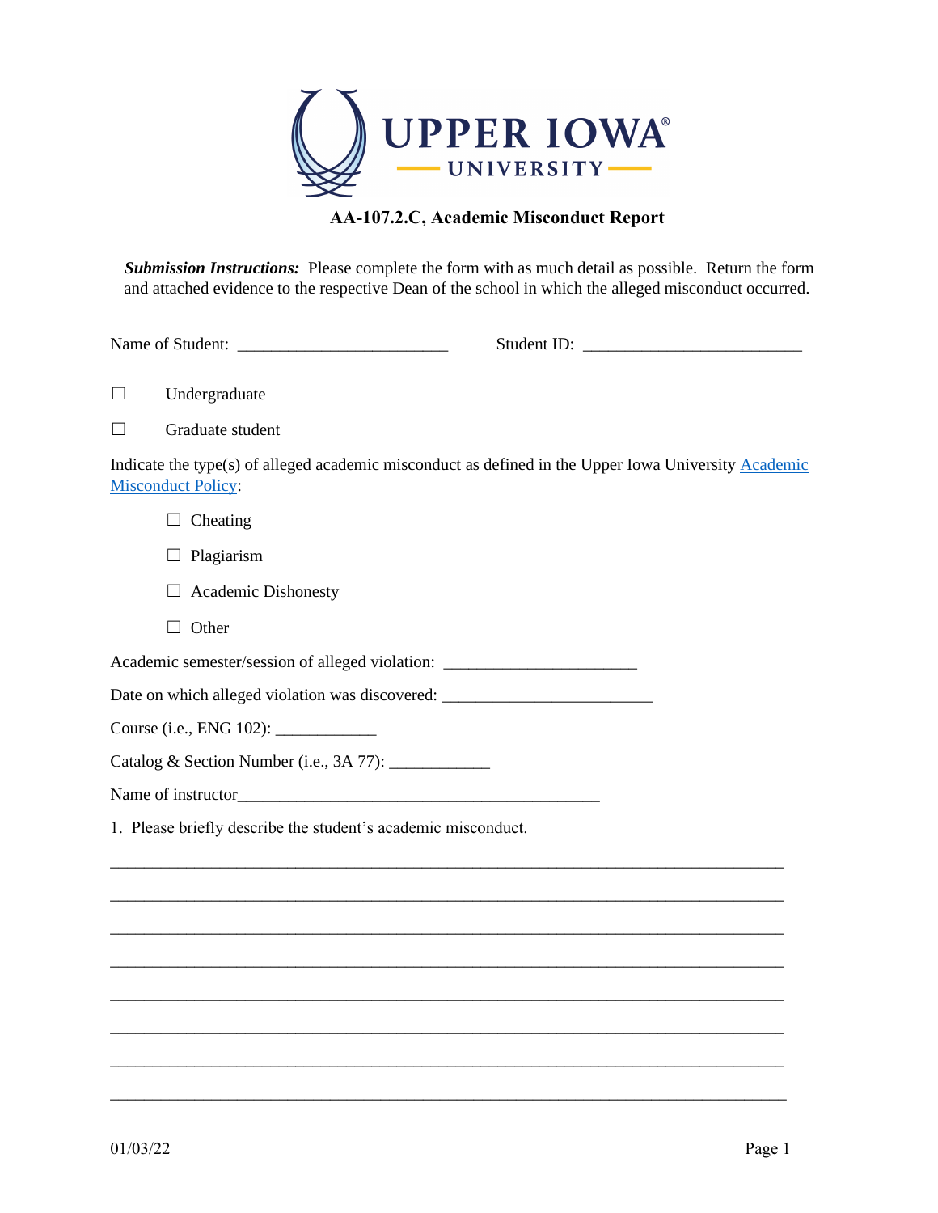# UPPER IOWA UNIVERSITY

## AA-107.2.C, Academic Misconduct Report

***Submission Instructions:*** Please complete the form with as much detail as possible. Return the form and attached evidence to the respective Dean of the school in which the alleged misconduct occurred.

Name of Student: _________________________ Student ID: __________________________

☐ Undergraduate

☐ Graduate student

Indicate the type(s) of alleged academic misconduct as defined in the Upper Iowa University Academic Misconduct Policy:

☐ Cheating

☐ Plagiarism

☐ Academic Dishonesty

☐ Other

Academic semester/session of alleged violation: ______________________

Date on which alleged violation was discovered: ________________________

Course (i.e., ENG 102): ____________

Catalog & Section Number (i.e., 3A 77): ____________

Name of instructor___________________________________________

1. Please briefly describe the student's academic misconduct.

________________________________________________________________________________

________________________________________________________________________________

________________________________________________________________________________

________________________________________________________________________________

________________________________________________________________________________

________________________________________________________________________________

________________________________________________________________________________

________________________________________________________________________________

01/03/22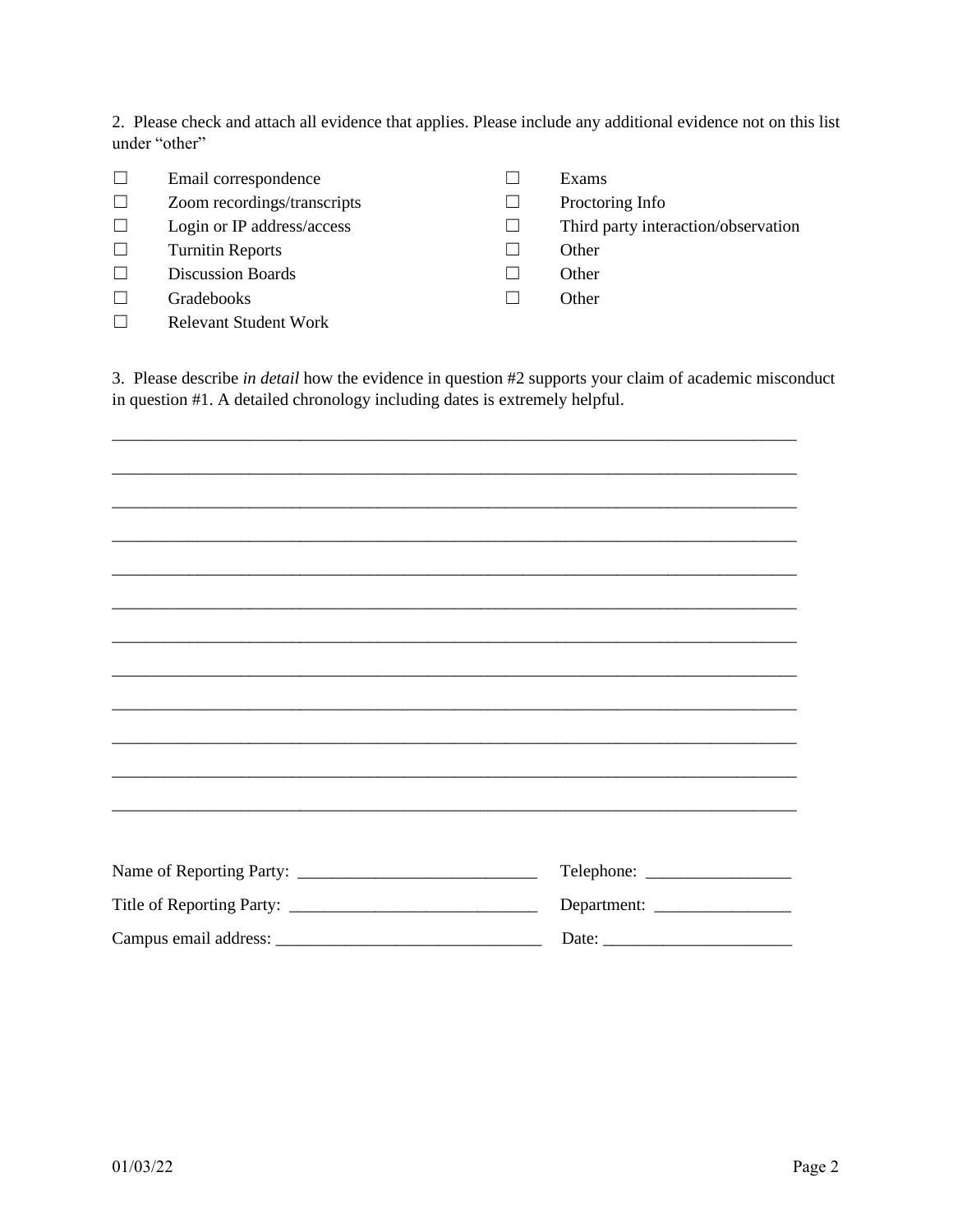2. Please check and attach all evidence that applies. Please include any additional evidence not on this list under "other"

- ☐ Email correspondence
- ☐ Zoom recordings/transcripts
- ☐ Login or IP address/access
- ☐ Turnitin Reports
- ☐ Discussion Boards
- ☐ Gradebooks
- ☐ Relevant Student Work
- ☐ Exams
- ☐ Proctoring Info
- ☐ Third party interaction/observation
- ☐ Other
- ☐ Other
- ☐ Other

3. Please describe *in detail* how the evidence in question #2 supports your claim of academic misconduct in question #1. A detailed chronology including dates is extremely helpful.

\_\_\_\_\_\_\_\_\_\_\_\_\_\_\_\_\_\_\_\_\_\_\_\_\_\_\_\_\_\_\_\_\_\_\_\_\_\_\_\_\_\_\_\_\_\_\_\_\_\_\_\_\_\_\_\_\_\_\_\_\_\_\_\_\_\_\_\_\_\_\_\_\_\_\_\_\_\_\_\_\_\_

\_\_\_\_\_\_\_\_\_\_\_\_\_\_\_\_\_\_\_\_\_\_\_\_\_\_\_\_\_\_\_\_\_\_\_\_\_\_\_\_\_\_\_\_\_\_\_\_\_\_\_\_\_\_\_\_\_\_\_\_\_\_\_\_\_\_\_\_\_\_\_\_\_\_\_\_\_\_\_\_\_\_

\_\_\_\_\_\_\_\_\_\_\_\_\_\_\_\_\_\_\_\_\_\_\_\_\_\_\_\_\_\_\_\_\_\_\_\_\_\_\_\_\_\_\_\_\_\_\_\_\_\_\_\_\_\_\_\_\_\_\_\_\_\_\_\_\_\_\_\_\_\_\_\_\_\_\_\_\_\_\_\_\_\_

\_\_\_\_\_\_\_\_\_\_\_\_\_\_\_\_\_\_\_\_\_\_\_\_\_\_\_\_\_\_\_\_\_\_\_\_\_\_\_\_\_\_\_\_\_\_\_\_\_\_\_\_\_\_\_\_\_\_\_\_\_\_\_\_\_\_\_\_\_\_\_\_\_\_\_\_\_\_\_\_\_\_

\_\_\_\_\_\_\_\_\_\_\_\_\_\_\_\_\_\_\_\_\_\_\_\_\_\_\_\_\_\_\_\_\_\_\_\_\_\_\_\_\_\_\_\_\_\_\_\_\_\_\_\_\_\_\_\_\_\_\_\_\_\_\_\_\_\_\_\_\_\_\_\_\_\_\_\_\_\_\_\_\_\_

\_\_\_\_\_\_\_\_\_\_\_\_\_\_\_\_\_\_\_\_\_\_\_\_\_\_\_\_\_\_\_\_\_\_\_\_\_\_\_\_\_\_\_\_\_\_\_\_\_\_\_\_\_\_\_\_\_\_\_\_\_\_\_\_\_\_\_\_\_\_\_\_\_\_\_\_\_\_\_\_\_\_

\_\_\_\_\_\_\_\_\_\_\_\_\_\_\_\_\_\_\_\_\_\_\_\_\_\_\_\_\_\_\_\_\_\_\_\_\_\_\_\_\_\_\_\_\_\_\_\_\_\_\_\_\_\_\_\_\_\_\_\_\_\_\_\_\_\_\_\_\_\_\_\_\_\_\_\_\_\_\_\_\_\_

\_\_\_\_\_\_\_\_\_\_\_\_\_\_\_\_\_\_\_\_\_\_\_\_\_\_\_\_\_\_\_\_\_\_\_\_\_\_\_\_\_\_\_\_\_\_\_\_\_\_\_\_\_\_\_\_\_\_\_\_\_\_\_\_\_\_\_\_\_\_\_\_\_\_\_\_\_\_\_\_\_\_

\_\_\_\_\_\_\_\_\_\_\_\_\_\_\_\_\_\_\_\_\_\_\_\_\_\_\_\_\_\_\_\_\_\_\_\_\_\_\_\_\_\_\_\_\_\_\_\_\_\_\_\_\_\_\_\_\_\_\_\_\_\_\_\_\_\_\_\_\_\_\_\_\_\_\_\_\_\_\_\_\_\_

\_\_\_\_\_\_\_\_\_\_\_\_\_\_\_\_\_\_\_\_\_\_\_\_\_\_\_\_\_\_\_\_\_\_\_\_\_\_\_\_\_\_\_\_\_\_\_\_\_\_\_\_\_\_\_\_\_\_\_\_\_\_\_\_\_\_\_\_\_\_\_\_\_\_\_\_\_\_\_\_\_\_

\_\_\_\_\_\_\_\_\_\_\_\_\_\_\_\_\_\_\_\_\_\_\_\_\_\_\_\_\_\_\_\_\_\_\_\_\_\_\_\_\_\_\_\_\_\_\_\_\_\_\_\_\_\_\_\_\_\_\_\_\_\_\_\_\_\_\_\_\_\_\_\_\_\_\_\_\_\_\_\_\_\_

\_\_\_\_\_\_\_\_\_\_\_\_\_\_\_\_\_\_\_\_\_\_\_\_\_\_\_\_\_\_\_\_\_\_\_\_\_\_\_\_\_\_\_\_\_\_\_\_\_\_\_\_\_\_\_\_\_\_\_\_\_\_\_\_\_\_\_\_\_\_\_\_\_\_\_\_\_\_\_\_\_\_

Name of Reporting Party: \_\_\_\_\_\_\_\_\_\_\_\_\_\_\_\_\_\_\_\_\_\_\_\_\_\_\_\_ Telephone: \_\_\_\_\_\_\_\_\_\_\_\_\_\_\_\_\_

Title of Reporting Party: \_\_\_\_\_\_\_\_\_\_\_\_\_\_\_\_\_\_\_\_\_\_\_\_\_\_\_\_\_ Department: \_\_\_\_\_\_\_\_\_\_\_\_\_\_\_\_

Campus email address: \_\_\_\_\_\_\_\_\_\_\_\_\_\_\_\_\_\_\_\_\_\_\_\_\_\_\_\_\_\_\_ Date: \_\_\_\_\_\_\_\_\_\_\_\_\_\_\_\_\_\_\_\_\_\_

01/03/22